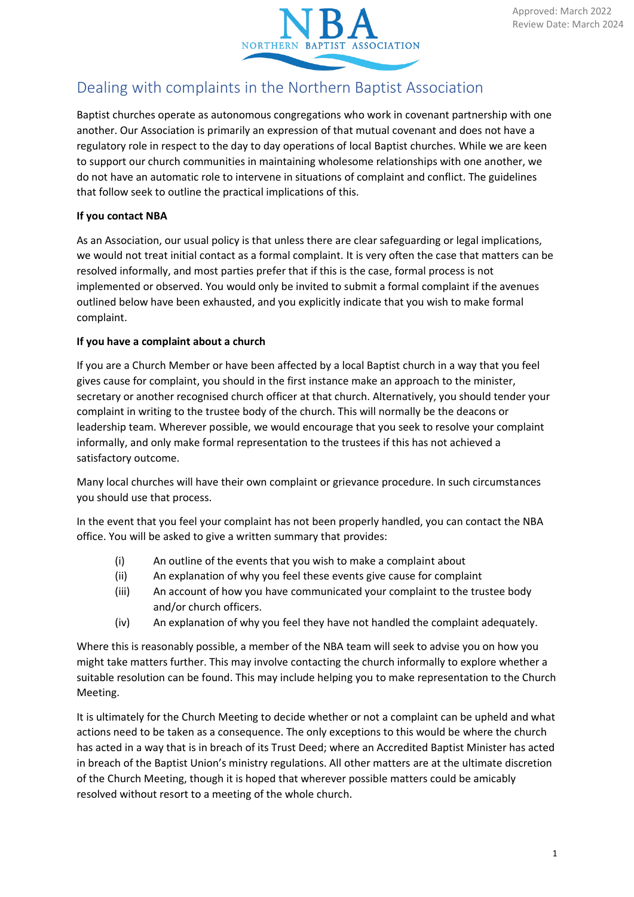Approved: March 2022
Review Date: March 2024

NBA
NORTHERN BAPTIST ASSOCIATION

# Dealing with complaints in the Northern Baptist Association

Baptist churches operate as autonomous congregations who work in covenant partnership with one another. Our Association is primarily an expression of that mutual covenant and does not have a regulatory role in respect to the day to day operations of local Baptist churches. While we are keen to support our church communities in maintaining wholesome relationships with one another, we do not have an automatic role to intervene in situations of complaint and conflict. The guidelines that follow seek to outline the practical implications of this.

**If you contact NBA**

As an Association, our usual policy is that unless there are clear safeguarding or legal implications, we would not treat initial contact as a formal complaint. It is very often the case that matters can be resolved informally, and most parties prefer that if this is the case, formal process is not implemented or observed. You would only be invited to submit a formal complaint if the avenues outlined below have been exhausted, and you explicitly indicate that you wish to make formal complaint.

**If you have a complaint about a church**

If you are a Church Member or have been affected by a local Baptist church in a way that you feel gives cause for complaint, you should in the first instance make an approach to the minister, secretary or another recognised church officer at that church. Alternatively, you should tender your complaint in writing to the trustee body of the church. This will normally be the deacons or leadership team. Wherever possible, we would encourage that you seek to resolve your complaint informally, and only make formal representation to the trustees if this has not achieved a satisfactory outcome.

Many local churches will have their own complaint or grievance procedure. In such circumstances you should use that process.

In the event that you feel your complaint has not been properly handled, you can contact the NBA office. You will be asked to give a written summary that provides:

(i) An outline of the events that you wish to make a complaint about
(ii) An explanation of why you feel these events give cause for complaint
(iii) An account of how you have communicated your complaint to the trustee body and/or church officers.
(iv) An explanation of why you feel they have not handled the complaint adequately.

Where this is reasonably possible, a member of the NBA team will seek to advise you on how you might take matters further. This may involve contacting the church informally to explore whether a suitable resolution can be found. This may include helping you to make representation to the Church Meeting.

It is ultimately for the Church Meeting to decide whether or not a complaint can be upheld and what actions need to be taken as a consequence. The only exceptions to this would be where the church has acted in a way that is in breach of its Trust Deed; where an Accredited Baptist Minister has acted in breach of the Baptist Union's ministry regulations. All other matters are at the ultimate discretion of the Church Meeting, though it is hoped that wherever possible matters could be amicably resolved without resort to a meeting of the whole church.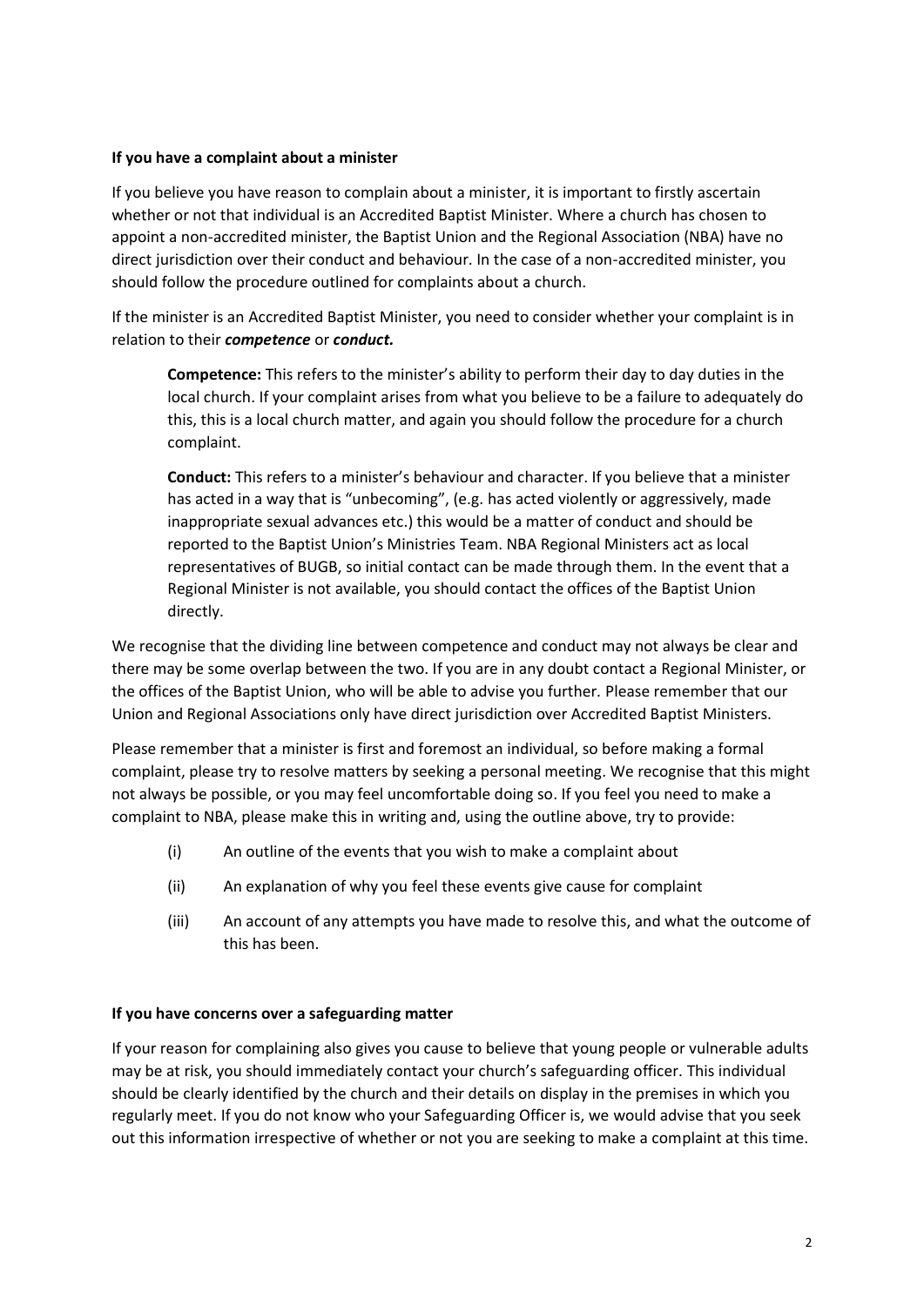**If you have a complaint about a minister**

If you believe you have reason to complain about a minister, it is important to firstly ascertain whether or not that individual is an Accredited Baptist Minister. Where a church has chosen to appoint a non-accredited minister, the Baptist Union and the Regional Association (NBA) have no direct jurisdiction over their conduct and behaviour. In the case of a non-accredited minister, you should follow the procedure outlined for complaints about a church.

If the minister is an Accredited Baptist Minister, you need to consider whether your complaint is in relation to their ***competence*** or ***conduct.***

> **Competence:** This refers to the minister's ability to perform their day to day duties in the local church. If your complaint arises from what you believe to be a failure to adequately do this, this is a local church matter, and again you should follow the procedure for a church complaint.
>
> **Conduct:** This refers to a minister's behaviour and character. If you believe that a minister has acted in a way that is "unbecoming", (e.g. has acted violently or aggressively, made inappropriate sexual advances etc.) this would be a matter of conduct and should be reported to the Baptist Union's Ministries Team. NBA Regional Ministers act as local representatives of BUGB, so initial contact can be made through them. In the event that a Regional Minister is not available, you should contact the offices of the Baptist Union directly.

We recognise that the dividing line between competence and conduct may not always be clear and there may be some overlap between the two. If you are in any doubt contact a Regional Minister, or the offices of the Baptist Union, who will be able to advise you further. Please remember that our Union and Regional Associations only have direct jurisdiction over Accredited Baptist Ministers.

Please remember that a minister is first and foremost an individual, so before making a formal complaint, please try to resolve matters by seeking a personal meeting. We recognise that this might not always be possible, or you may feel uncomfortable doing so. If you feel you need to make a complaint to NBA, please make this in writing and, using the outline above, try to provide:

(i) An outline of the events that you wish to make a complaint about

(ii) An explanation of why you feel these events give cause for complaint

(iii) An account of any attempts you have made to resolve this, and what the outcome of this has been.

**If you have concerns over a safeguarding matter**

If your reason for complaining also gives you cause to believe that young people or vulnerable adults may be at risk, you should immediately contact your church's safeguarding officer. This individual should be clearly identified by the church and their details on display in the premises in which you regularly meet. If you do not know who your Safeguarding Officer is, we would advise that you seek out this information irrespective of whether or not you are seeking to make a complaint at this time.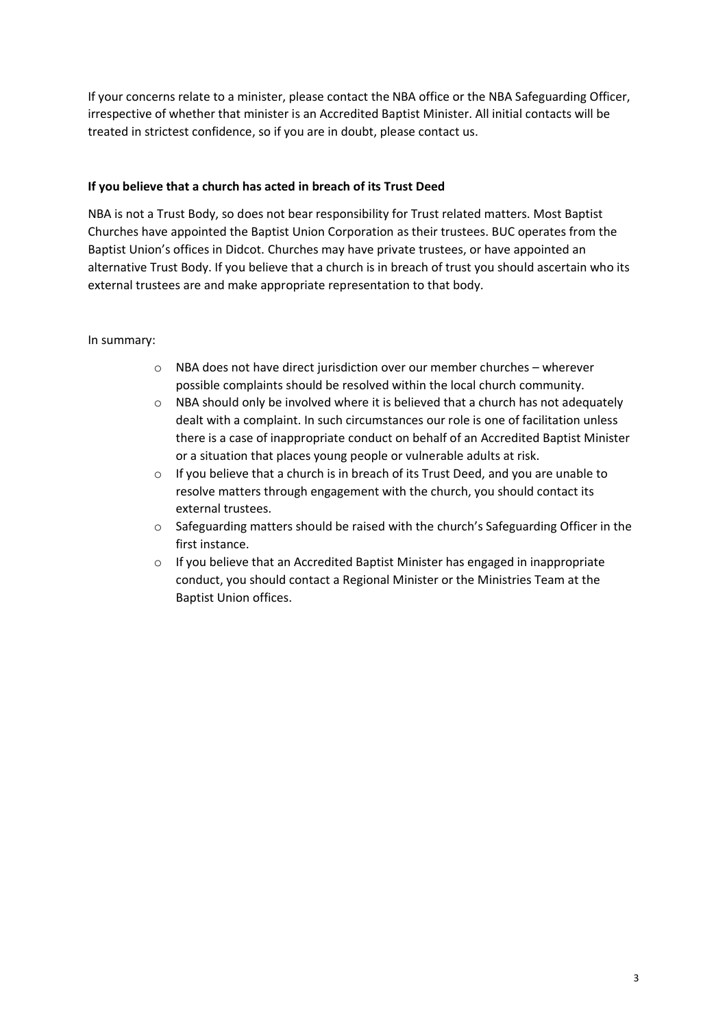If your concerns relate to a minister, please contact the NBA office or the NBA Safeguarding Officer, irrespective of whether that minister is an Accredited Baptist Minister. All initial contacts will be treated in strictest confidence, so if you are in doubt, please contact us.

**If you believe that a church has acted in breach of its Trust Deed**

NBA is not a Trust Body, so does not bear responsibility for Trust related matters. Most Baptist Churches have appointed the Baptist Union Corporation as their trustees. BUC operates from the Baptist Union's offices in Didcot. Churches may have private trustees, or have appointed an alternative Trust Body. If you believe that a church is in breach of trust you should ascertain who its external trustees are and make appropriate representation to that body.

In summary:

- NBA does not have direct jurisdiction over our member churches – wherever possible complaints should be resolved within the local church community.
- NBA should only be involved where it is believed that a church has not adequately dealt with a complaint. In such circumstances our role is one of facilitation unless there is a case of inappropriate conduct on behalf of an Accredited Baptist Minister or a situation that places young people or vulnerable adults at risk.
- If you believe that a church is in breach of its Trust Deed, and you are unable to resolve matters through engagement with the church, you should contact its external trustees.
- Safeguarding matters should be raised with the church's Safeguarding Officer in the first instance.
- If you believe that an Accredited Baptist Minister has engaged in inappropriate conduct, you should contact a Regional Minister or the Ministries Team at the Baptist Union offices.